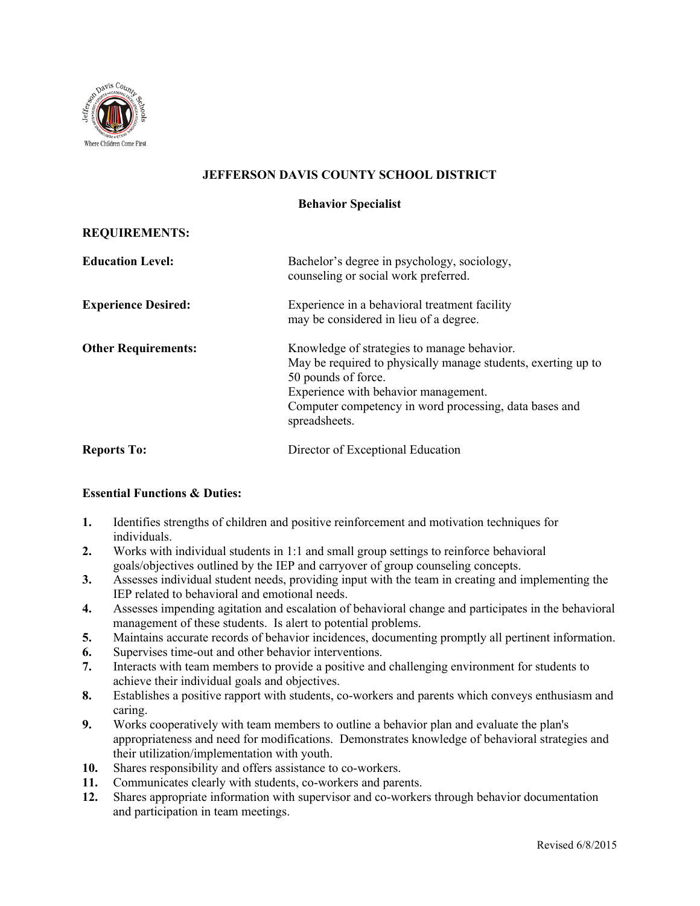# JEFFERSON DAVIS COUNTY SCHOOL DISTRICT

## Behavior Specialist

**REQUIREMENTS:**

| | |
|---|---|
| **Education Level:** | Bachelor's degree in psychology, sociology, counseling or social work preferred. |
| **Experience Desired:** | Experience in a behavioral treatment facility may be considered in lieu of a degree. |
| **Other Requirements:** | Knowledge of strategies to manage behavior.<br>May be required to physically manage students, exerting up to 50 pounds of force.<br>Experience with behavior management.<br>Computer competency in word processing, data bases and spreadsheets. |
| **Reports To:** | Director of Exceptional Education |

**Essential Functions & Duties:**

1. Identifies strengths of children and positive reinforcement and motivation techniques for individuals.
2. Works with individual students in 1:1 and small group settings to reinforce behavioral goals/objectives outlined by the IEP and carryover of group counseling concepts.
3. Assesses individual student needs, providing input with the team in creating and implementing the IEP related to behavioral and emotional needs.
4. Assesses impending agitation and escalation of behavioral change and participates in the behavioral management of these students. Is alert to potential problems.
5. Maintains accurate records of behavior incidences, documenting promptly all pertinent information.
6. Supervises time-out and other behavior interventions.
7. Interacts with team members to provide a positive and challenging environment for students to achieve their individual goals and objectives.
8. Establishes a positive rapport with students, co-workers and parents which conveys enthusiasm and caring.
9. Works cooperatively with team members to outline a behavior plan and evaluate the plan's appropriateness and need for modifications. Demonstrates knowledge of behavioral strategies and their utilization/implementation with youth.
10. Shares responsibility and offers assistance to co-workers.
11. Communicates clearly with students, co-workers and parents.
12. Shares appropriate information with supervisor and co-workers through behavior documentation and participation in team meetings.

Revised 6/8/2015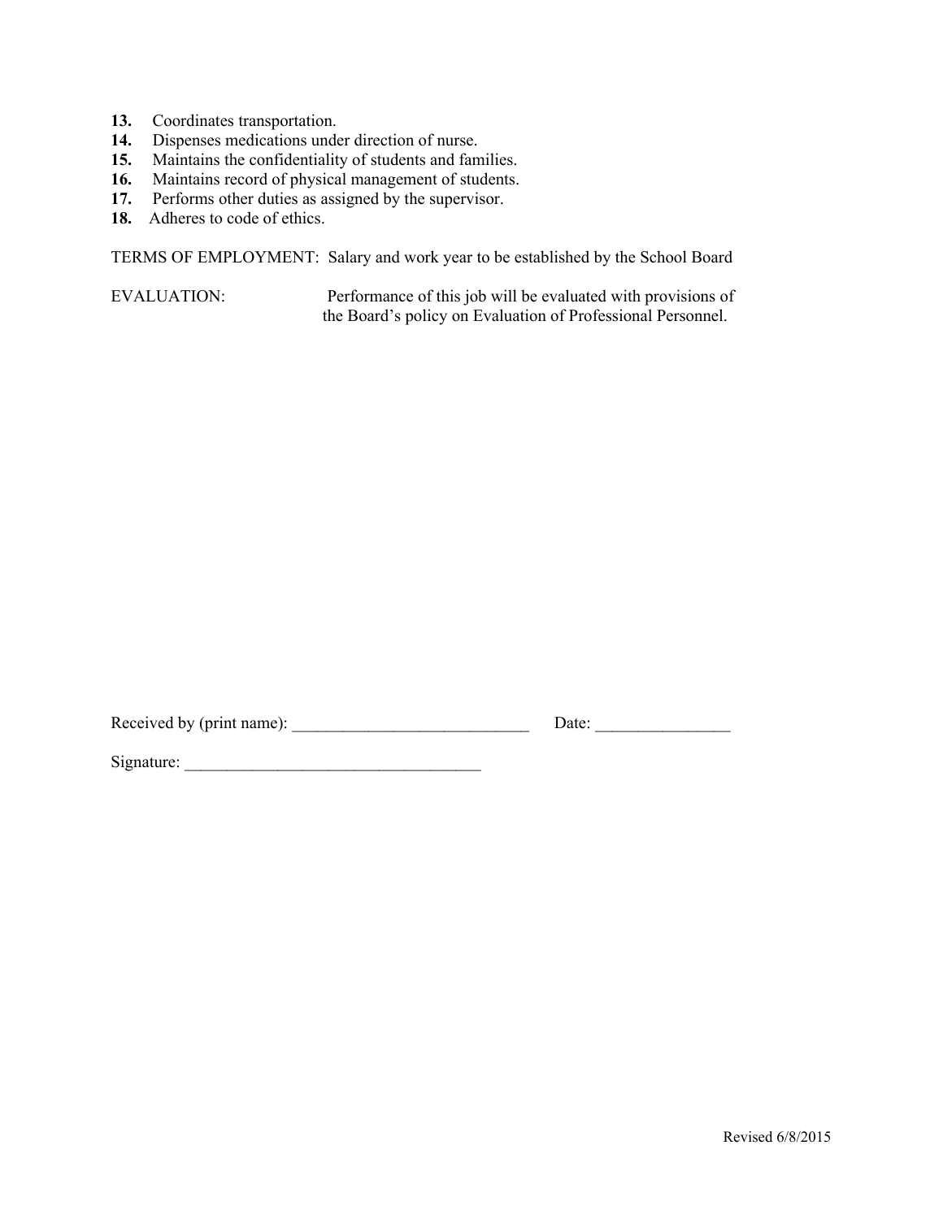**13.** Coordinates transportation.
**14.** Dispenses medications under direction of nurse.
**15.** Maintains the confidentiality of students and families.
**16.** Maintains record of physical management of students.
**17.** Performs other duties as assigned by the supervisor.
**18.** Adheres to code of ethics.

TERMS OF EMPLOYMENT: Salary and work year to be established by the School Board

EVALUATION: Performance of this job will be evaluated with provisions of the Board's policy on Evaluation of Professional Personnel.

Received by (print name): ____________________________ Date: ________________

Signature: ___________________________________

Revised 6/8/2015